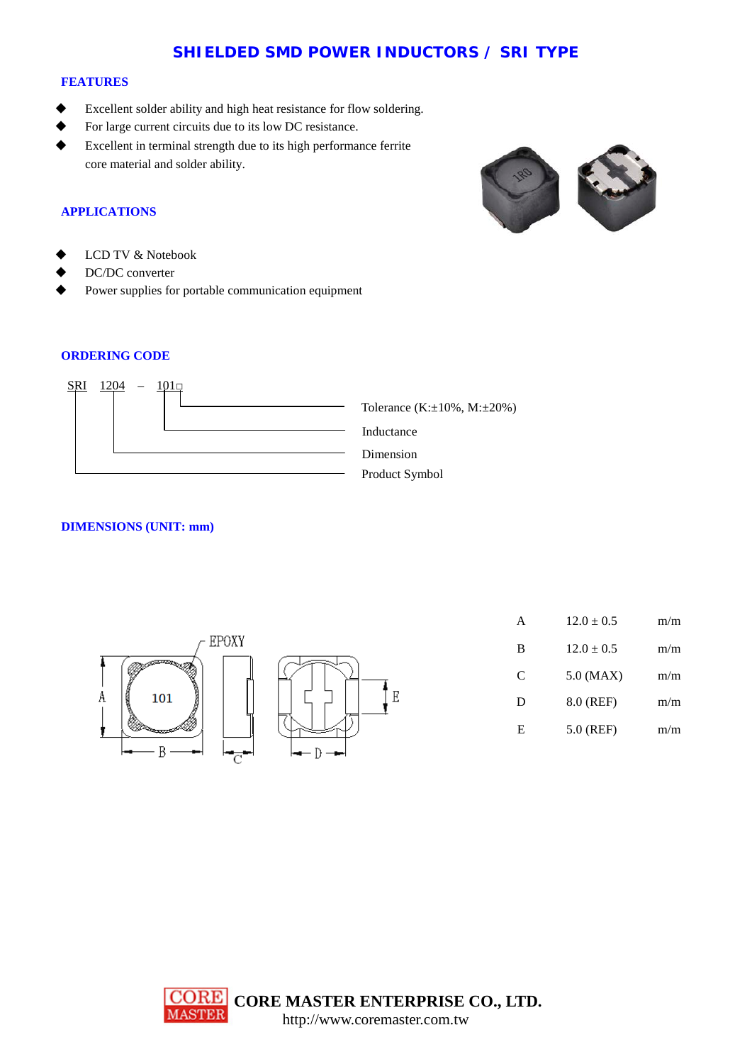# SHIELDED SMD POWER INDUCTORS / SRI TYPE

## FEATURES

- Excellent solder ability and high heat resistance for flow soldering.
- For large current circuits due to its low DC resistance.
- Excellent in terminal strength due to its high performance ferrite core material and solder ability.

## APPLICATIONS

- LCD TV & Notebook
- DC/DC converter
- Power supplies for portable communication equipment

## ORDERING CODE

SRI 1204 – 101□

- □: Tolerance (K:±10%, M:±20%)
- 101: Inductance
- 1204: Dimension
- SRI: Product Symbol

## DIMENSIONS (UNIT: mm)

| | | |
|---|---|---|
| A | 12.0 ± 0.5 | m/m |
| B | 12.0 ± 0.5 | m/m |
| C | 5.0 (MAX) | m/m |
| D | 8.0 (REF) | m/m |
| E | 5.0 (REF) | m/m |

**CORE MASTER ENTERPRISE CO., LTD.**
http://www.coremaster.com.tw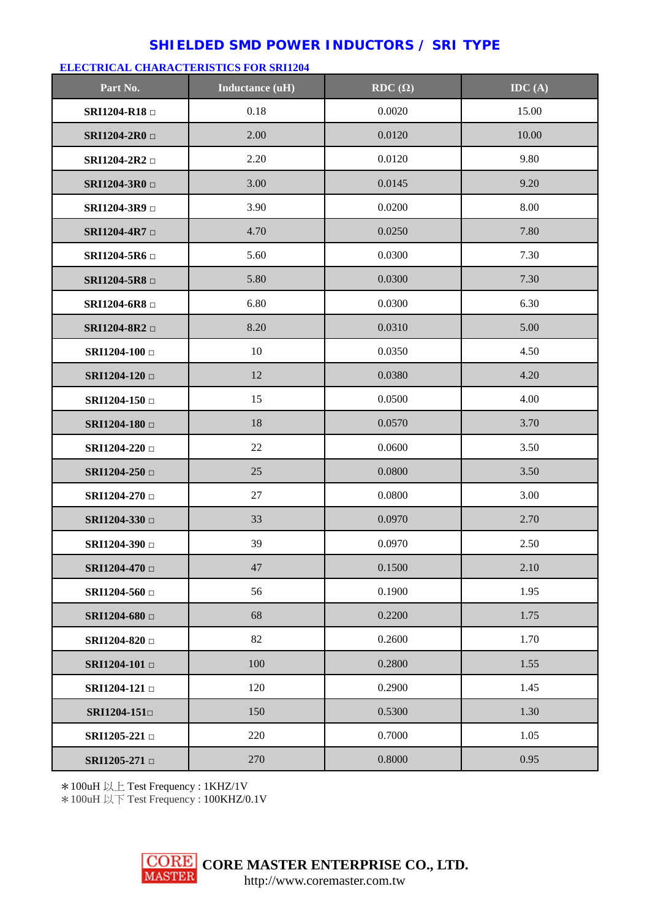# SHIELDED SMD POWER INDUCTORS / SRI TYPE

## ELECTRICAL CHARACTERISTICS FOR SRI1204

| Part No. | Inductance (uH) | RDC (Ω) | IDC (A) |
|---|---|---|---|
| **SRI1204-R18 □** | 0.18 | 0.0020 | 15.00 |
| **SRI1204-2R0 □** | 2.00 | 0.0120 | 10.00 |
| **SRI1204-2R2 □** | 2.20 | 0.0120 | 9.80 |
| **SRI1204-3R0 □** | 3.00 | 0.0145 | 9.20 |
| **SRI1204-3R9 □** | 3.90 | 0.0200 | 8.00 |
| **SRI1204-4R7 □** | 4.70 | 0.0250 | 7.80 |
| **SRI1204-5R6 □** | 5.60 | 0.0300 | 7.30 |
| **SRI1204-5R8 □** | 5.80 | 0.0300 | 7.30 |
| **SRI1204-6R8 □** | 6.80 | 0.0300 | 6.30 |
| **SRI1204-8R2 □** | 8.20 | 0.0310 | 5.00 |
| **SRI1204-100 □** | 10 | 0.0350 | 4.50 |
| **SRI1204-120 □** | 12 | 0.0380 | 4.20 |
| **SRI1204-150 □** | 15 | 0.0500 | 4.00 |
| **SRI1204-180 □** | 18 | 0.0570 | 3.70 |
| **SRI1204-220 □** | 22 | 0.0600 | 3.50 |
| **SRI1204-250 □** | 25 | 0.0800 | 3.50 |
| **SRI1204-270 □** | 27 | 0.0800 | 3.00 |
| **SRI1204-330 □** | 33 | 0.0970 | 2.70 |
| **SRI1204-390 □** | 39 | 0.0970 | 2.50 |
| **SRI1204-470 □** | 47 | 0.1500 | 2.10 |
| **SRI1204-560 □** | 56 | 0.1900 | 1.95 |
| **SRI1204-680 □** | 68 | 0.2200 | 1.75 |
| **SRI1204-820 □** | 82 | 0.2600 | 1.70 |
| **SRI1204-101 □** | 100 | 0.2800 | 1.55 |
| **SRI1204-121 □** | 120 | 0.2900 | 1.45 |
| **SRI1204-151□** | 150 | 0.5300 | 1.30 |
| **SRI1205-221 □** | 220 | 0.7000 | 1.05 |
| **SRI1205-271 □** | 270 | 0.8000 | 0.95 |

＊100uH 以上 Test Frequency : 1KHZ/1V
＊100uH 以下 Test Frequency : 100KHZ/0.1V

CORE MASTER

**CORE MASTER ENTERPRISE CO., LTD.**
http://www.coremaster.com.tw